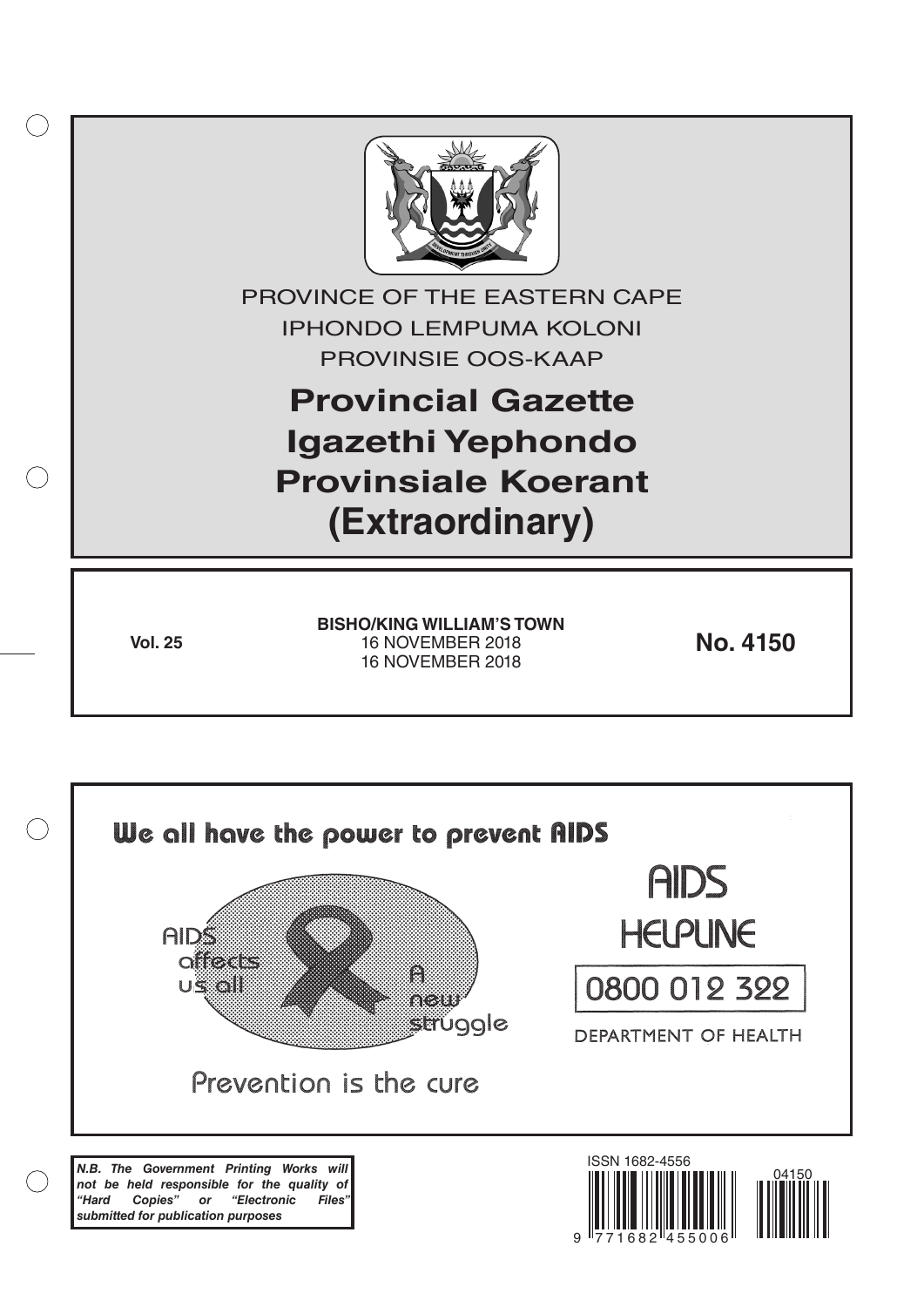PROVINCE OF THE EASTERN CAPE

IPHONDO LEMPUMA KOLONI

PROVINSIE OOS-KAAP

# Provincial Gazette
# Igazethi Yephondo
# Provinsiale Koerant
# (Extraordinary)

**Vol. 25**

**BISHO/KING WILLIAM'S TOWN**
16 NOVEMBER 2018
16 NOVEMBER 2018

**No. 4150**

We all have the power to prevent AIDS

AIDS affects us all

A new struggle

Prevention is the cure

AIDS HELPLINE

0800 012 322

DEPARTMENT OF HEALTH

***N.B. The Government Printing Works will not be held responsible for the quality of "Hard Copies" or "Electronic Files" submitted for publication purposes***

ISSN 1682-4556

9 771682 455006

04150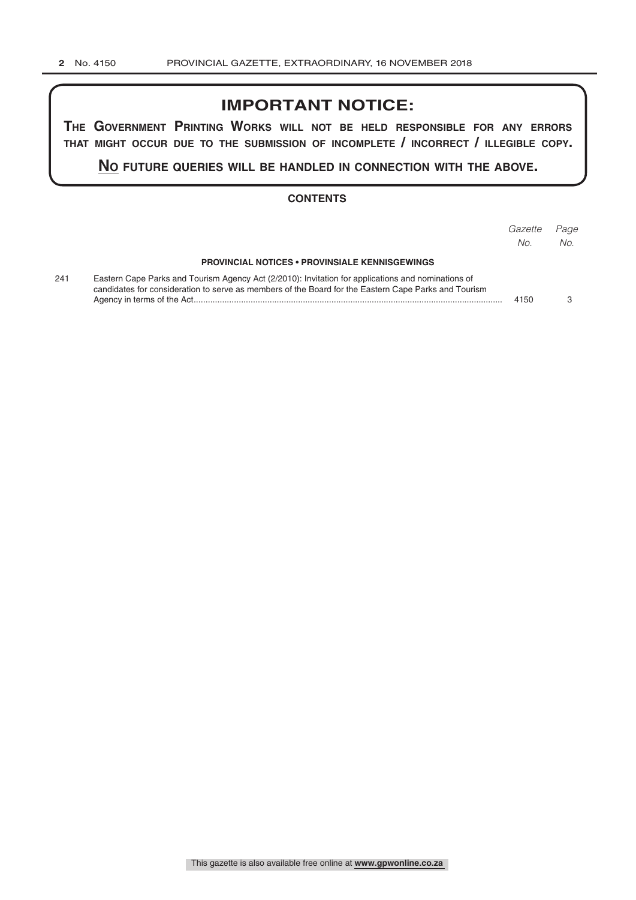# IMPORTANT NOTICE:

**THE GOVERNMENT PRINTING WORKS WILL NOT BE HELD RESPONSIBLE FOR ANY ERRORS THAT MIGHT OCCUR DUE TO THE SUBMISSION OF INCOMPLETE / INCORRECT / ILLEGIBLE COPY.**

**NO FUTURE QUERIES WILL BE HANDLED IN CONNECTION WITH THE ABOVE.**

## CONTENTS

| | | *Gazette No.* | *Page No.* |
|---|---|---|---|
| | **PROVINCIAL NOTICES • PROVINSIALE KENNISGEWINGS** | | |
| 241 | Eastern Cape Parks and Tourism Agency Act (2/2010): Invitation for applications and nominations of candidates for consideration to serve as members of the Board for the Eastern Cape Parks and Tourism Agency in terms of the Act | 4150 | 3 |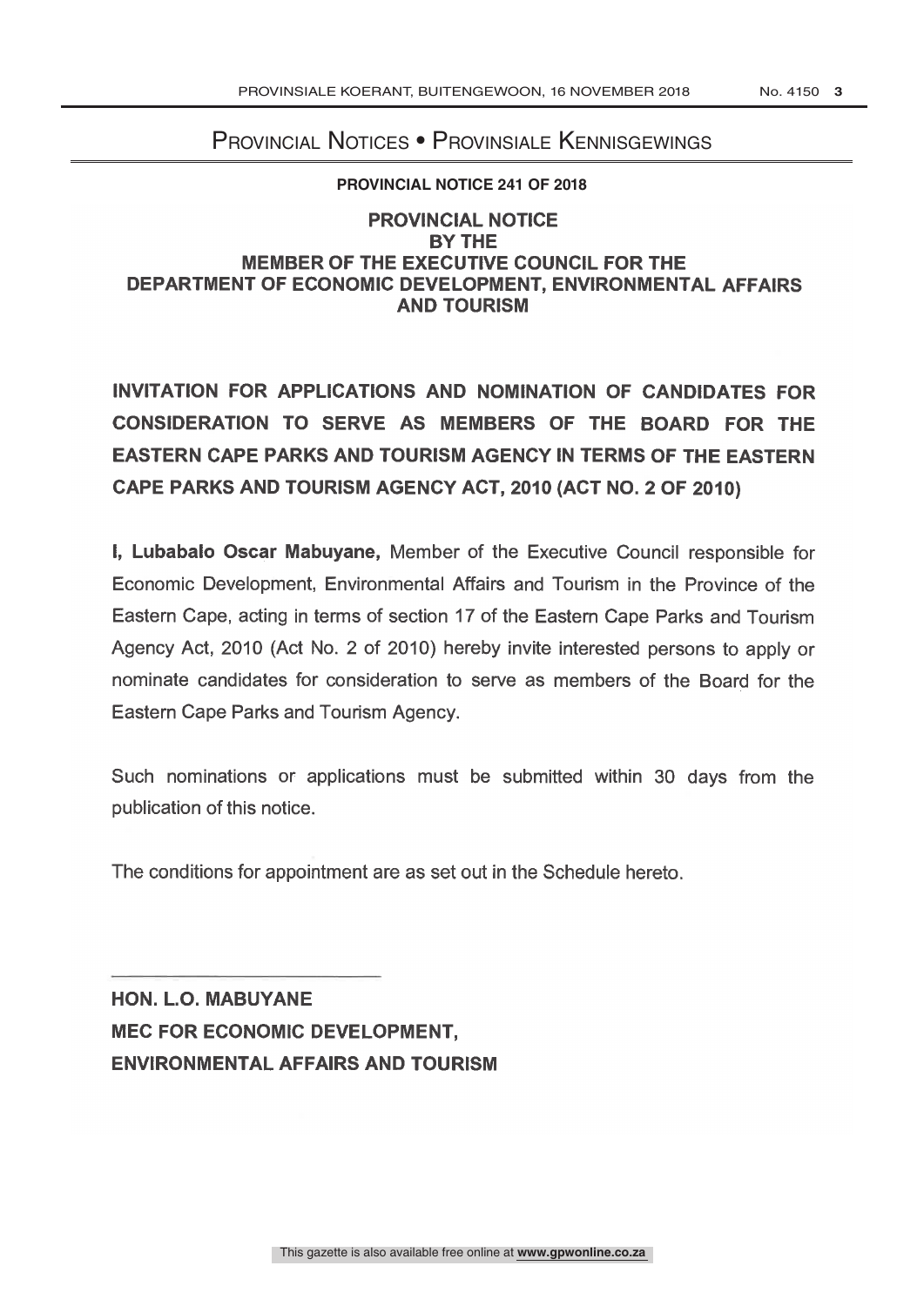# Provincial Notices • Provinsiale Kennisgewings

**PROVINCIAL NOTICE 241 OF 2018**

**PROVINCIAL NOTICE**
**BY THE**
**MEMBER OF THE EXECUTIVE COUNCIL FOR THE**
**DEPARTMENT OF ECONOMIC DEVELOPMENT, ENVIRONMENTAL AFFAIRS AND TOURISM**

## INVITATION FOR APPLICATIONS AND NOMINATION OF CANDIDATES FOR CONSIDERATION TO SERVE AS MEMBERS OF THE BOARD FOR THE EASTERN CAPE PARKS AND TOURISM AGENCY IN TERMS OF THE EASTERN CAPE PARKS AND TOURISM AGENCY ACT, 2010 (ACT NO. 2 OF 2010)

**I, Lubabalo Oscar Mabuyane,** Member of the Executive Council responsible for Economic Development, Environmental Affairs and Tourism in the Province of the Eastern Cape, acting in terms of section 17 of the Eastern Cape Parks and Tourism Agency Act, 2010 (Act No. 2 of 2010) hereby invite interested persons to apply or nominate candidates for consideration to serve as members of the Board for the Eastern Cape Parks and Tourism Agency.

Such nominations or applications must be submitted within 30 days from the publication of this notice.

The conditions for appointment are as set out in the Schedule hereto.

---

**HON. L.O. MABUYANE**
**MEC FOR ECONOMIC DEVELOPMENT,**
**ENVIRONMENTAL AFFAIRS AND TOURISM**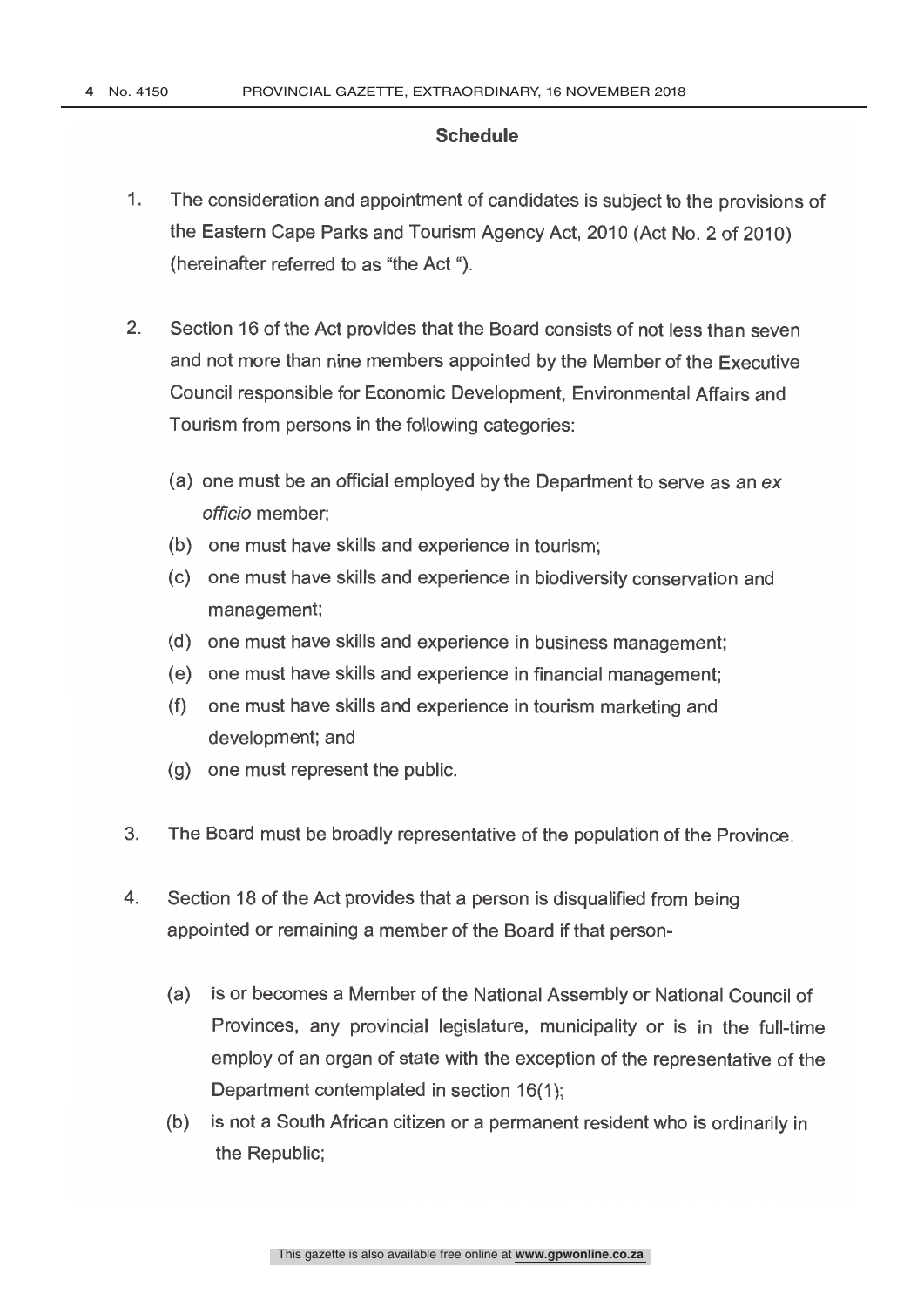## Schedule

1. The consideration and appointment of candidates is subject to the provisions of the Eastern Cape Parks and Tourism Agency Act, 2010 (Act No. 2 of 2010) (hereinafter referred to as "the Act ").

2. Section 16 of the Act provides that the Board consists of not less than seven and not more than nine members appointed by the Member of the Executive Council responsible for Economic Development, Environmental Affairs and Tourism from persons in the following categories:

   (a) one must be an official employed by the Department to serve as an *ex officio* member;
   (b) one must have skills and experience in tourism;
   (c) one must have skills and experience in biodiversity conservation and management;
   (d) one must have skills and experience in business management;
   (e) one must have skills and experience in financial management;
   (f) one must have skills and experience in tourism marketing and development; and
   (g) one must represent the public.

3. The Board must be broadly representative of the population of the Province.

4. Section 18 of the Act provides that a person is disqualified from being appointed or remaining a member of the Board if that person-

   (a) is or becomes a Member of the National Assembly or National Council of Provinces, any provincial legislature, municipality or is in the full-time employ of an organ of state with the exception of the representative of the Department contemplated in section 16(1);
   (b) is not a South African citizen or a permanent resident who is ordinarily in the Republic;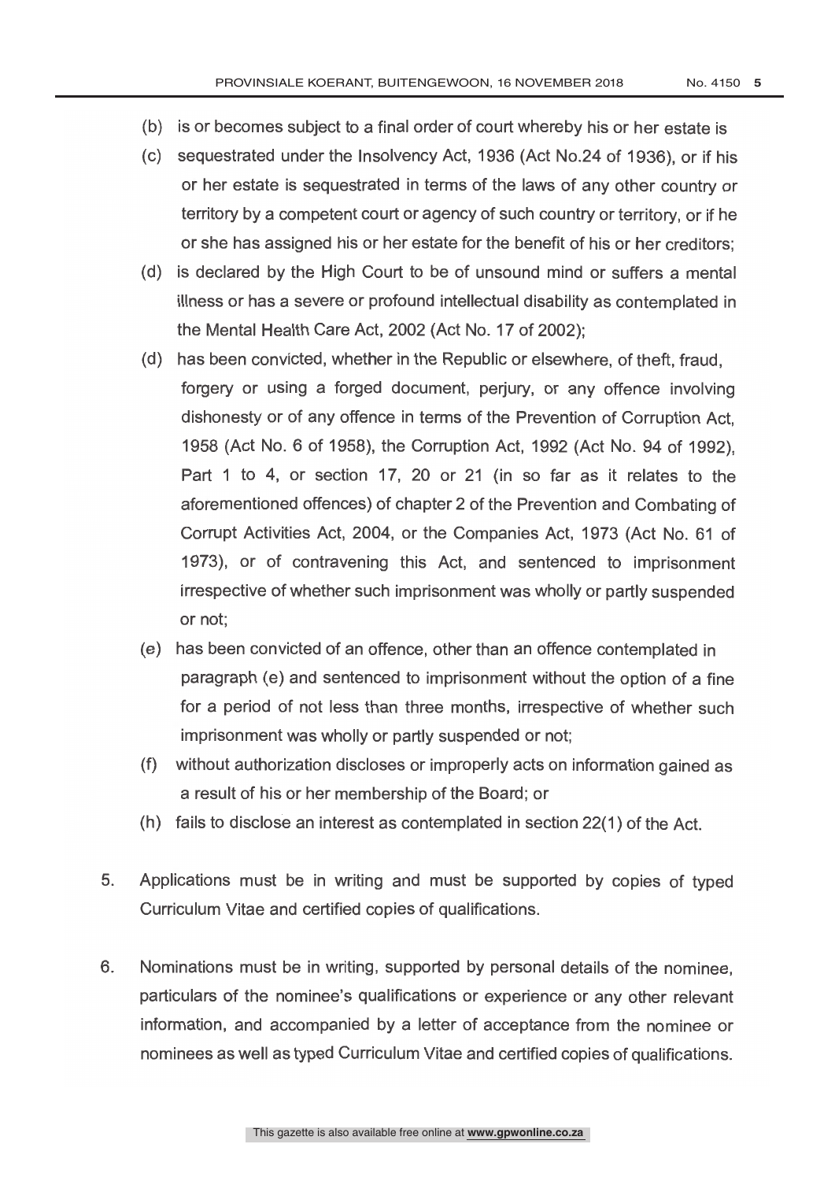(b) is or becomes subject to a final order of court whereby his or her estate is

(c) sequestrated under the Insolvency Act, 1936 (Act No.24 of 1936), or if his or her estate is sequestrated in terms of the laws of any other country or territory by a competent court or agency of such country or territory, or if he or she has assigned his or her estate for the benefit of his or her creditors;

(d) is declared by the High Court to be of unsound mind or suffers a mental illness or has a severe or profound intellectual disability as contemplated in the Mental Health Care Act, 2002 (Act No. 17 of 2002);

(d) has been convicted, whether in the Republic or elsewhere, of theft, fraud, forgery or using a forged document, perjury, or any offence involving dishonesty or of any offence in terms of the Prevention of Corruption Act, 1958 (Act No. 6 of 1958), the Corruption Act, 1992 (Act No. 94 of 1992), Part 1 to 4, or section 17, 20 or 21 (in so far as it relates to the aforementioned offences) of chapter 2 of the Prevention and Combating of Corrupt Activities Act, 2004, or the Companies Act, 1973 (Act No. 61 of 1973), or of contravening this Act, and sentenced to imprisonment irrespective of whether such imprisonment was wholly or partly suspended or not;

(e) has been convicted of an offence, other than an offence contemplated in paragraph (e) and sentenced to imprisonment without the option of a fine for a period of not less than three months, irrespective of whether such imprisonment was wholly or partly suspended or not;

(f) without authorization discloses or improperly acts on information gained as a result of his or her membership of the Board; or

(h) fails to disclose an interest as contemplated in section 22(1) of the Act.

5. Applications must be in writing and must be supported by copies of typed Curriculum Vitae and certified copies of qualifications.

6. Nominations must be in writing, supported by personal details of the nominee, particulars of the nominee's qualifications or experience or any other relevant information, and accompanied by a letter of acceptance from the nominee or nominees as well as typed Curriculum Vitae and certified copies of qualifications.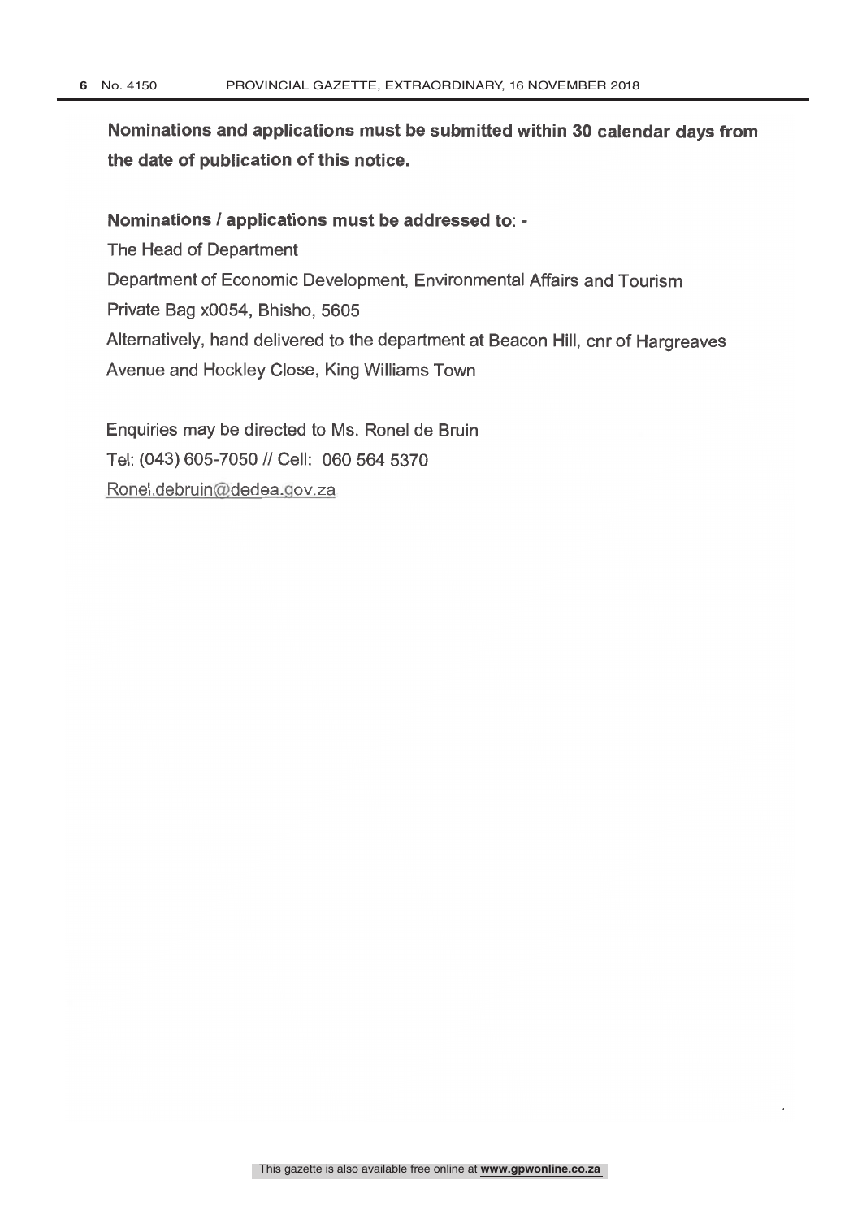**Nominations and applications must be submitted within 30 calendar days from the date of publication of this notice.**

**Nominations / applications must be addressed to: -**

The Head of Department

Department of Economic Development, Environmental Affairs and Tourism

Private Bag x0054, Bhisho, 5605

Alternatively, hand delivered to the department at Beacon Hill, cnr of Hargreaves Avenue and Hockley Close, King Williams Town

Enquiries may be directed to Ms. Ronel de Bruin

Tel: (043) 605-7050 // Cell: 060 564 5370

Ronel.debruin@dedea.gov.za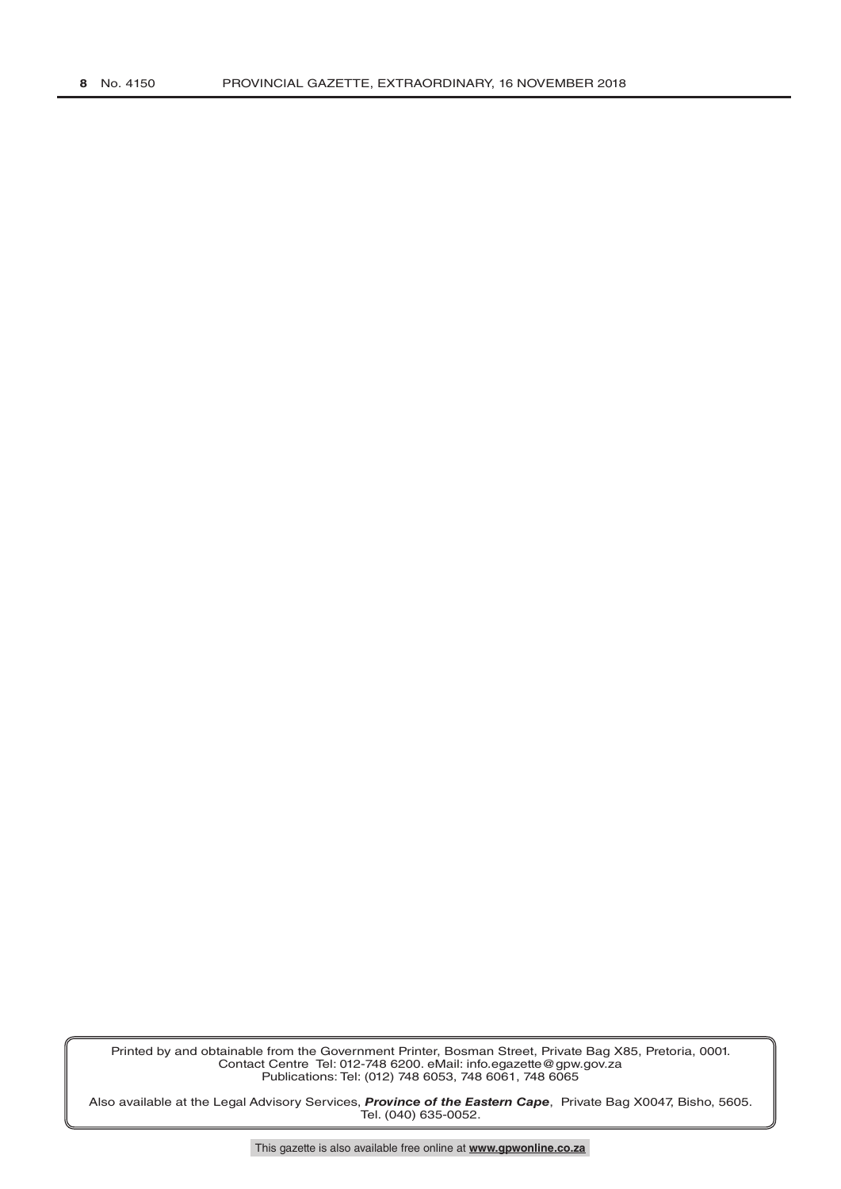Printed by and obtainable from the Government Printer, Bosman Street, Private Bag X85, Pretoria, 0001.
Contact Centre Tel: 012-748 6200. eMail: info.egazette@gpw.gov.za
Publications: Tel: (012) 748 6053, 748 6061, 748 6065

Also available at the Legal Advisory Services, ***Province of the Eastern Cape***, Private Bag X0047, Bisho, 5605.
Tel. (040) 635-0052.

This gazette is also available free online at **www.gpwonline.co.za**